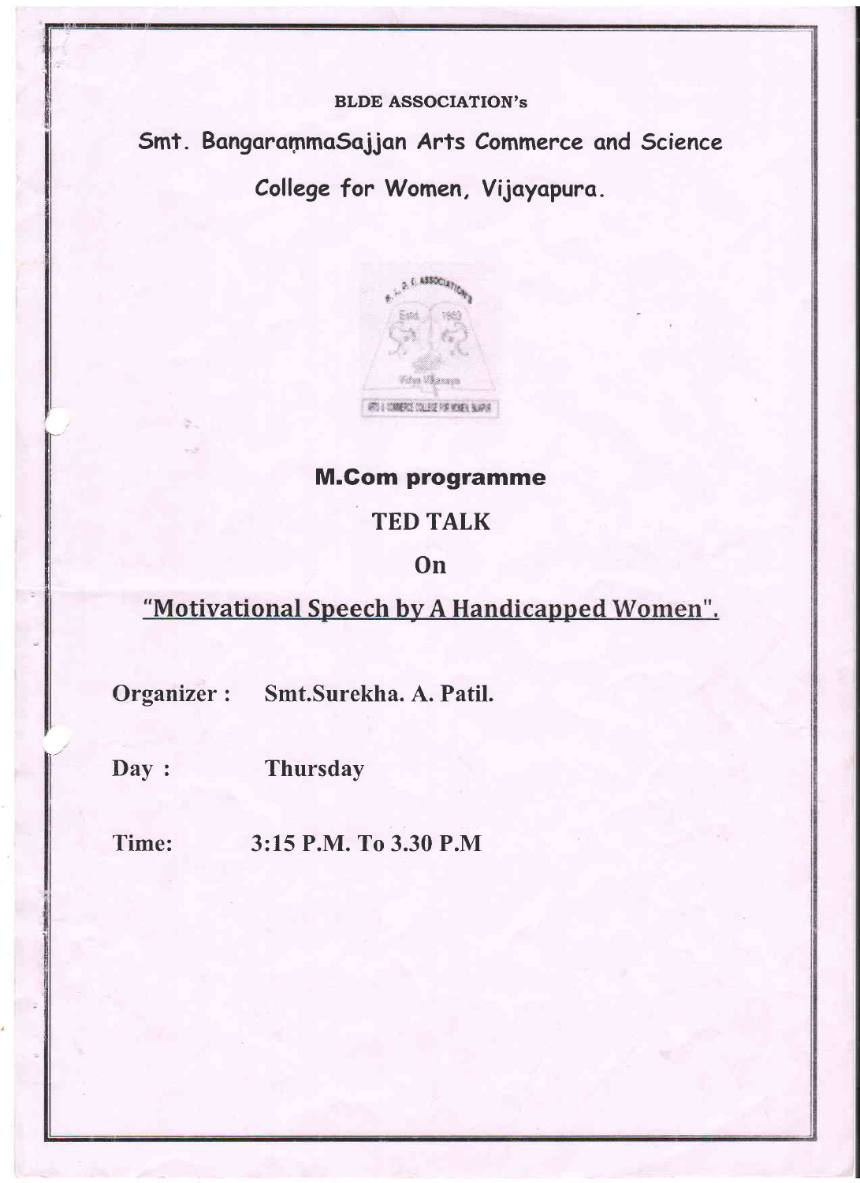**BLDE ASSOCIATION's**

# Smt. BangarammaSajjan Arts Commerce and Science College for Women, Vijayapura.

## M.Com programme

## TED TALK

## On

## "Motivational Speech by A Handicapped Women".

**Organizer :** Smt.Surekha. A. Patil.

**Day :** Thursday

**Time:** 3:15 P.M. To 3.30 P.M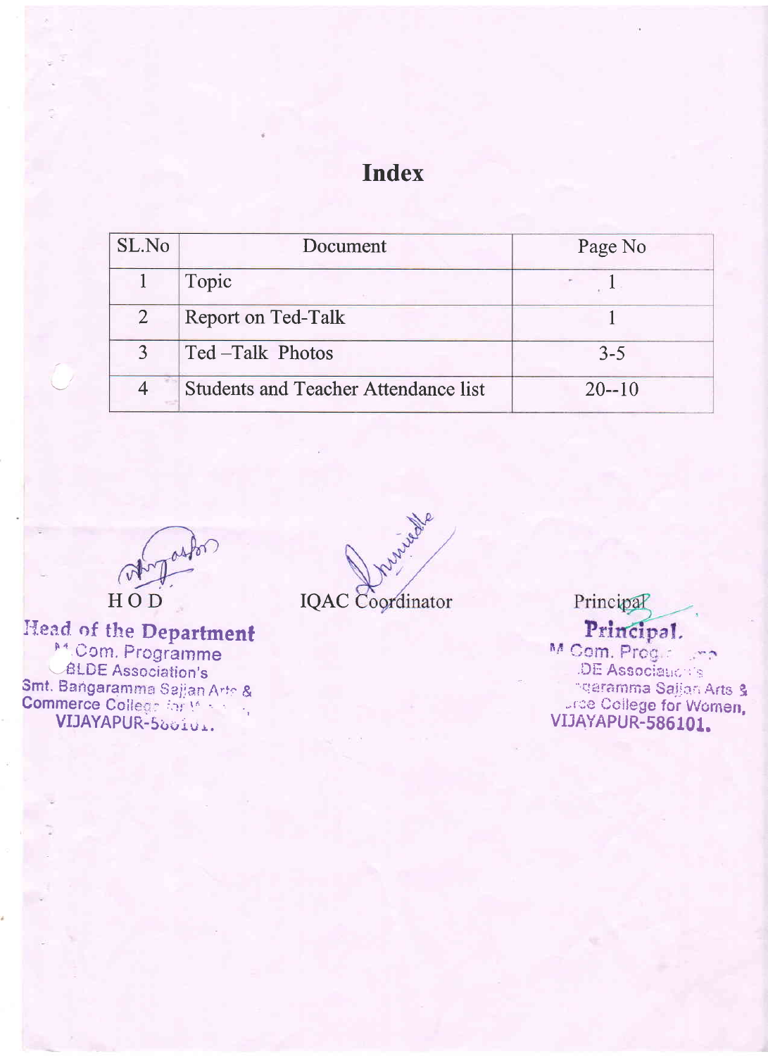# Index

| SL.No | Document | Page No |
|---|---|---|
| 1 | Topic | 1 |
| 2 | Report on Ted-Talk | 1 |
| 3 | Ted –Talk Photos | 3-5 |
| 4 | Students and Teacher Attendance list | 20--10 |

HOD

**Head of the Department**
M.Com. Programme
BLDE Association's
Smt. Bangaramma Sajjan Arts &
Commerce College for Women,
VIJAYAPUR-586101.

IQAC Coordinator

Principal

**Principal.**
M.Com. Programme
BLDE Association's
Smt. Bangaramma Sajjan Arts &
Commerce College for Women,
VIJAYAPUR-586101.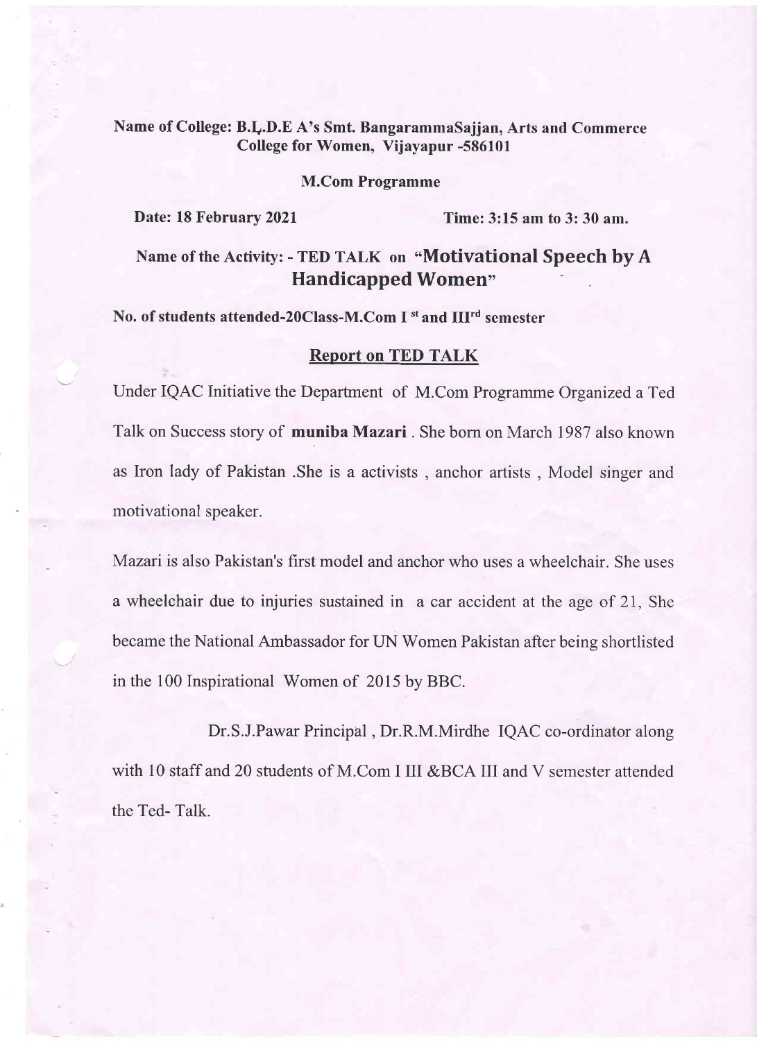**Name of College: B.L.D.E A's Smt. BangarammaSajjan, Arts and Commerce College for Women, Vijayapur -586101**

**M.Com Programme**

**Date: 18 February 2021** **Time: 3:15 am to 3: 30 am.**

## Name of the Activity: - TED TALK on "Motivational Speech by A Handicapped Women"

**No. of students attended-20Class-M.Com I st and III rd semester**

### Report on TED TALK

Under IQAC Initiative the Department of M.Com Programme Organized a Ted Talk on Success story of **muniba Mazari** . She born on March 1987 also known as Iron lady of Pakistan .She is a activists , anchor artists , Model singer and motivational speaker.

Mazari is also Pakistan's first model and anchor who uses a wheelchair. She uses a wheelchair due to injuries sustained in a car accident at the age of 21, She became the National Ambassador for UN Women Pakistan after being shortlisted in the 100 Inspirational Women of 2015 by BBC.

Dr.S.J.Pawar Principal , Dr.R.M.Mirdhe IQAC co-ordinator along with 10 staff and 20 students of M.Com I III &BCA III and V semester attended the Ted- Talk.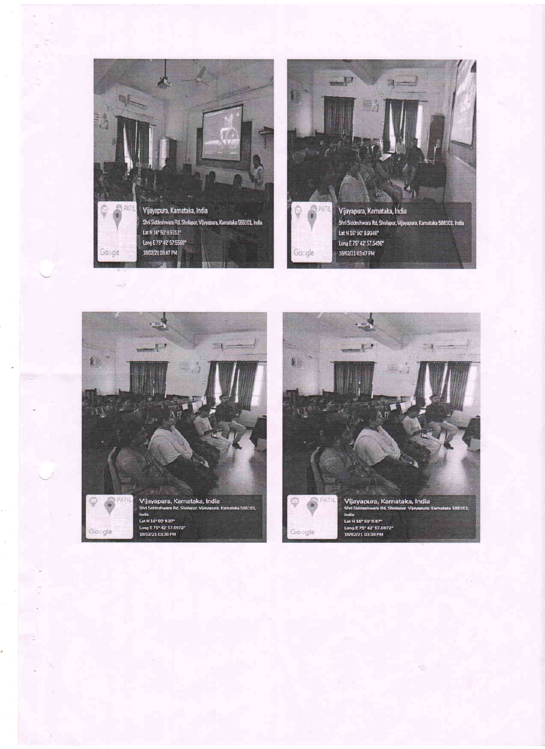Vijayapura, Karnataka, India
Shri Siddeshwara Rd, Sholapur, Vijayapura, Karnataka 586101, India
Lat N 16° 50' 9.9312"
Long E 75° 42' 57.5598"
18/02/21 03:47 PM

Vijayapura, Karnataka, India
Shri Siddeshwara Rd, Sholapur, Vijayapura, Karnataka 586101, India
Lat N 16° 50' 9.9348"
Long E 75° 42' 57.5496"
18/02/21 03:47 PM

Vijayapura, Karnataka, India
Shri Siddeshwara Rd, Sholapur, Vijayapura, Karnataka 586101, India
Lat N 16° 50' 9.87"
Long E 75° 42' 57.6972"
18/02/21 03:38 PM

Vijayapura, Karnataka, India
Shri Siddeshwara Rd, Sholapur, Vijayapura, Karnataka 586101, India
Lat N 16° 50' 9.87"
Long E 75° 42' 57.6972"
18/02/21 03:38 PM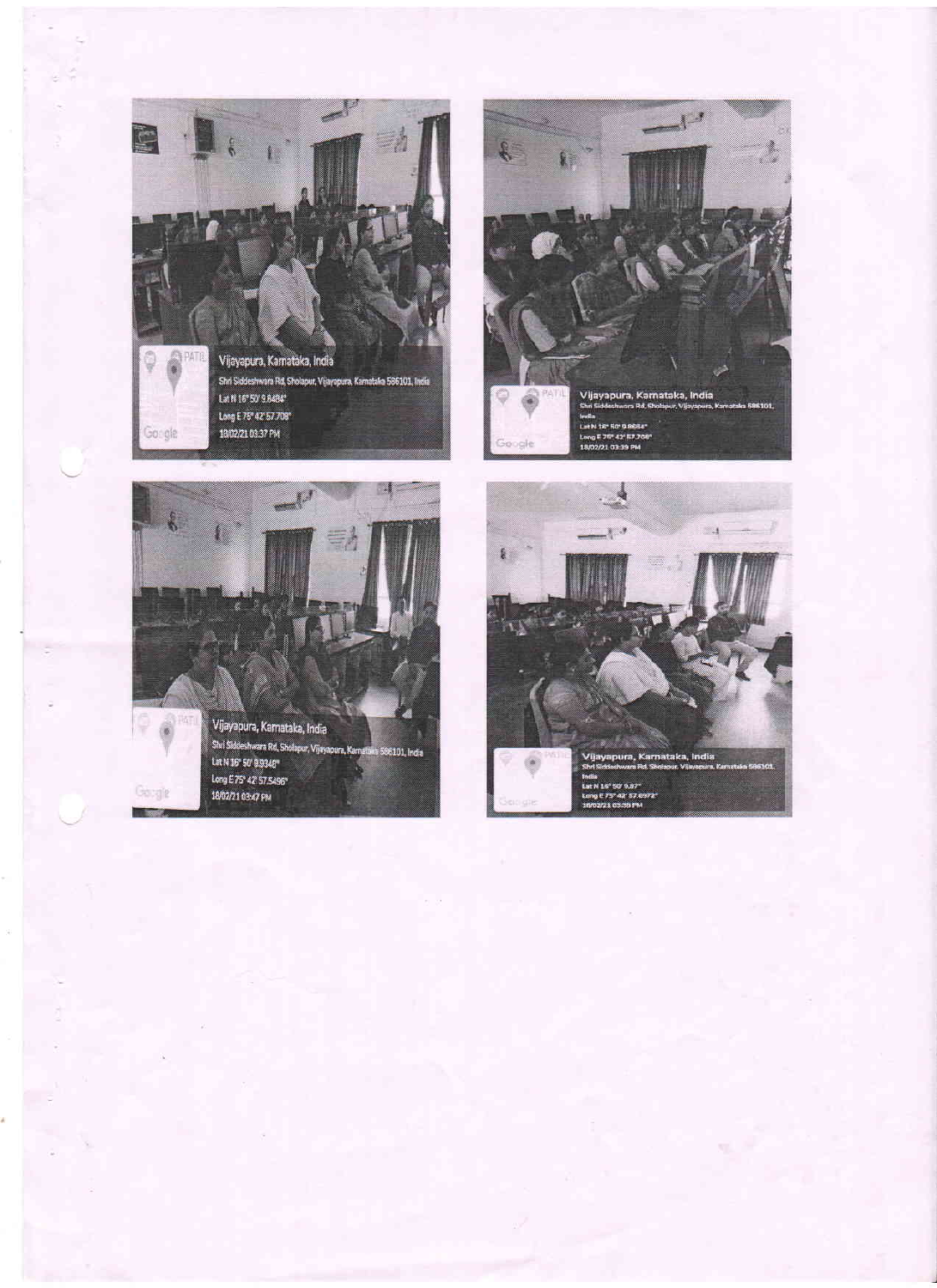Vijayapura, Karnataka, India
Shri Siddeshwara Rd, Sholapur, Vijayapura, Karnataka 586101, India
Lat N 16° 50' 9.8484"
Long E 75° 42' 57.708"
18/02/21 03:37 PM

Vijayapura, Karnataka, India
Shri Siddeshwara Rd, Sholapur, Vijayapura, Karnataka 586101, India
Lat N 16° 50' 9.8664"
Long E 75° 42' 57.708"
18/02/21 03:39 PM

Vijayapura, Karnataka, India
Shri Siddeshwara Rd, Sholapur, Vijayapura, Karnataka 586101, India
Lat N 16° 50' 9.9348"
Long E 75° 42' 57.5496"
18/02/21 03:47 PM

Vijayapura, Karnataka, India
Shri Siddeshwara Rd, Sholapur, Vijayapura, Karnataka 586101, India
Lat N 16° 50' 9.87"
Long E 75° 42' 57.6972"
18/02/21 03:39 PM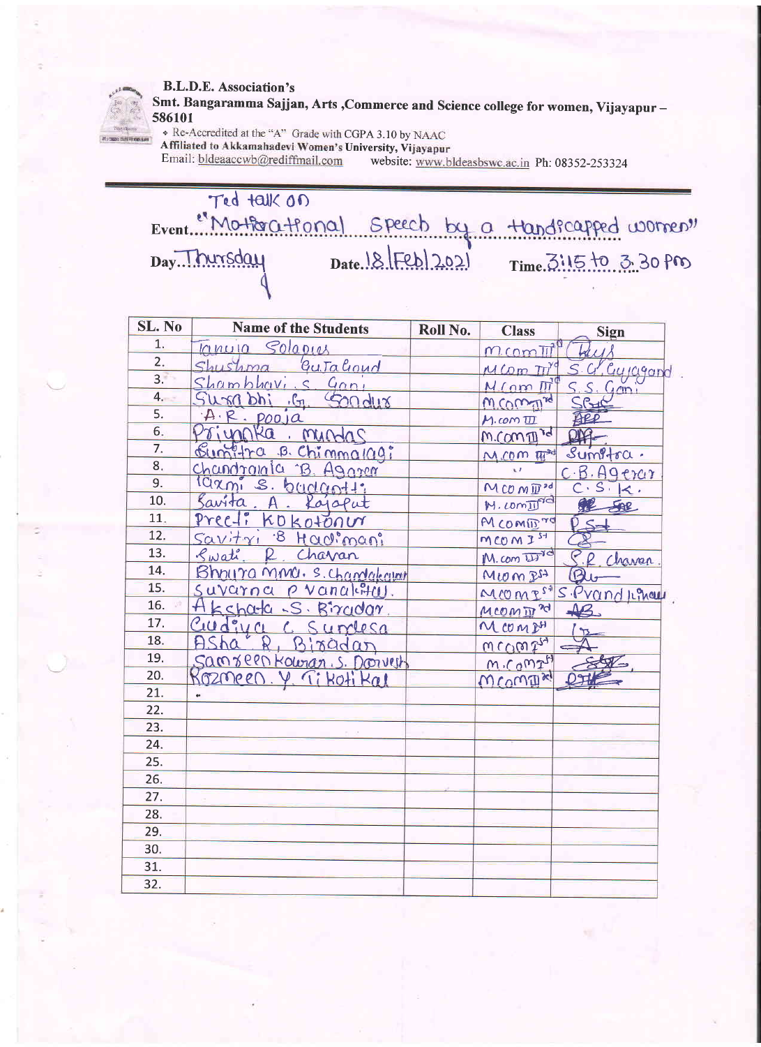**B.L.D.E. Association's**

**Smt. Bangaramma Sajjan, Arts ,Commerce and Science college for women, Vijayapur – 586101**

- Re-Accredited at the "A" Grade with CGPA 3.10 by NAAC

**Affiliated to Akkamahadevi Women's University, Vijayapur**

Email: bldeaaccwb@rediffmail.com website: www.bldeasbswc.ac.in Ph: 08352-253324

Event: Ted talk on "Motivational Speech by a Handicapped women"

Day: Thursday Date: 18/Feb/2021 Time: 3:15 to 3.30 PM

| SL. No | Name of the Students | Roll No. | Class | Sign |
|---|---|---|---|---|
| 1. | Tanuja Solapur |  | M.com III rd | (signature) |
| 2. | Shushma GuJaGoud |  | M.Com III rd | S.G. Gujagond |
| 3. | Shambhavi. S. Gani |  | M.Com III rd | S.S. Gani. |
| 4. | Surabhi. G. Sondur |  | M.Com III rd | (signature) |
| 5. | A.R. pooja |  | M.com III | ARP |
| 6. | Priyanka. mudas |  | M.Com III rd | (signature) |
| 7. | Sumitra B. Chimmalagi |  | M.com III rd | Sumitra. |
| 8. | Chandrakala B. Agarer |  | " | C.B.Agerar |
| 9. | laxmi S. budanatti |  | M.Com III rd | C.S.K. |
| 10. | Savita. A. Rajaput |  | M.Com III rd | (signature) |
| 11. | Preeti KoKotanur |  | M.Com III rd | P.S. |
| 12. | Savitri B Hadimani |  | M.Com I st | (signature) |
| 13. | Swati R Chavan |  | M.com III rd | S.R. Chavan. |
| 14. | Bhoura mma. S. Chandakavat |  | M.Com I st | (signature) |
| 15. | Suvarna P Vanakihal. |  | M.Com I st | S.Pvand.hal |
| 16. | Akshata. S. Biradar. |  | M.Com III rd | AB. |
| 17. | Gudiya C Sundesa |  | M.Com I st | (signature) |
| 18. | Asha R. Biradar |  | M.Com I st | (signature) |
| 19. | Samreen Kousar. S. Darvesh |  | M.Com I st | (signature) |
| 20. | Rozmeen. Y. TikotiKal |  | M.Com III rd | (signature) |
| 21. |  |  |  |  |
| 22. |  |  |  |  |
| 23. |  |  |  |  |
| 24. |  |  |  |  |
| 25. |  |  |  |  |
| 26. |  |  |  |  |
| 27. |  |  |  |  |
| 28. |  |  |  |  |
| 29. |  |  |  |  |
| 30. |  |  |  |  |
| 31. |  |  |  |  |
| 32. |  |  |  |  |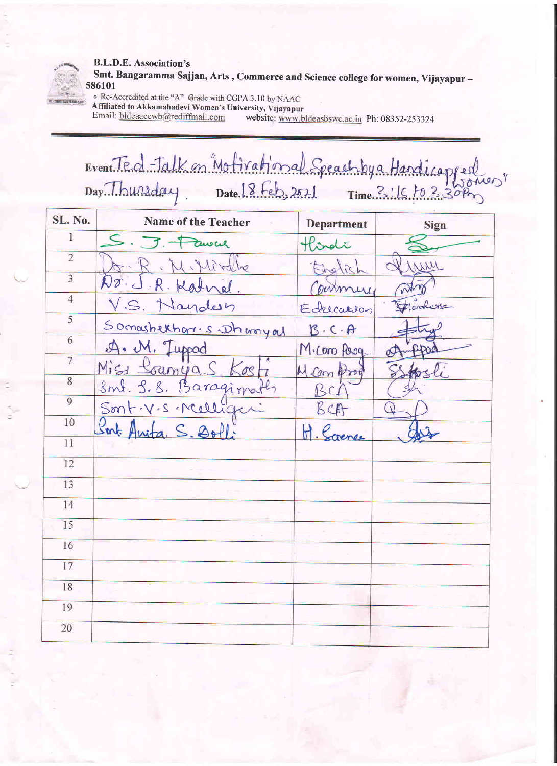**B.L.D.E. Association's**

**Smt. Bangaramma Sajjan, Arts , Commerce and Science college for women, Vijayapur – 586101**

- Re-Accredited at the "A" Grade with CGPA 3.10 by NAAC

**Affiliated to Akkamahadevi Women's University, Vijayapur**

Email: bldeaaccwb@rediffmail.com website: www.bldeasbswc.ac.in Ph: 08352-253324

Event: Ted-Talk on "Motivational Speech by a Handicapped Women"

Day: Thursday Date: 18 Feb, 2021 Time: 3:15 to 3:30pm

| SL. No. | Name of the Teacher | Department | Sign |
|---|---|---|---|
| 1 | S. J. Pawar | Hindi | Sd/- |
| 2 | Dr. R. M. Mirdhe | English | Sd/- |
| 3 | Dr. J. R. Katnal. | Commerce | Sd/- |
| 4 | V.S. Nandesh | Education | Sd/- |
| 5 | Somashekhar. S. Dhanyal | B.C.A | Sd/- |
| 6 | A. M. Jugpad | M.Com Prog. | Sd/- |
| 7 | Miss Soumya. S. Kosti | M.Com Prog | Sd/- |
| 8 | Smt. S. S. Baragimath | BCA | Sd/- |
| 9 | Smt. V. S. Malligeri | BCA | Sd/- |
| 10 | Smt Anita. S. Bolli | H. Science | Sd/- |
| 11 | | | |
| 12 | | | |
| 13 | | | |
| 14 | | | |
| 15 | | | |
| 16 | | | |
| 17 | | | |
| 18 | | | |
| 19 | | | |
| 20 | | | |